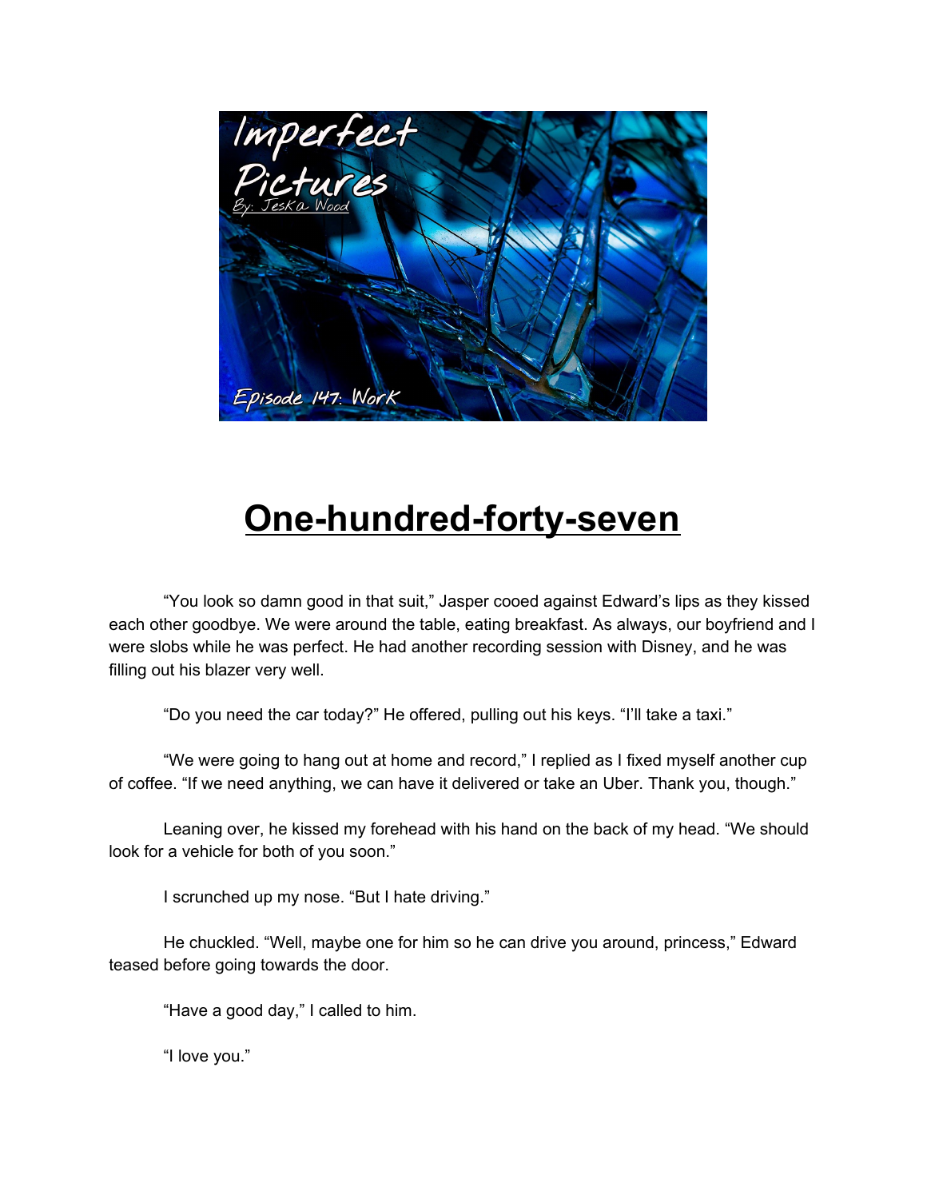# One-hundred-forty-seven

"You look so damn good in that suit," Jasper cooed against Edward's lips as they kissed each other goodbye. We were around the table, eating breakfast. As always, our boyfriend and I were slobs while he was perfect. He had another recording session with Disney, and he was filling out his blazer very well.

"Do you need the car today?" He offered, pulling out his keys. "I'll take a taxi."

"We were going to hang out at home and record," I replied as I fixed myself another cup of coffee. "If we need anything, we can have it delivered or take an Uber. Thank you, though."

Leaning over, he kissed my forehead with his hand on the back of my head. "We should look for a vehicle for both of you soon."

I scrunched up my nose. "But I hate driving."

He chuckled. "Well, maybe one for him so he can drive you around, princess," Edward teased before going towards the door.

"Have a good day," I called to him.

"I love you."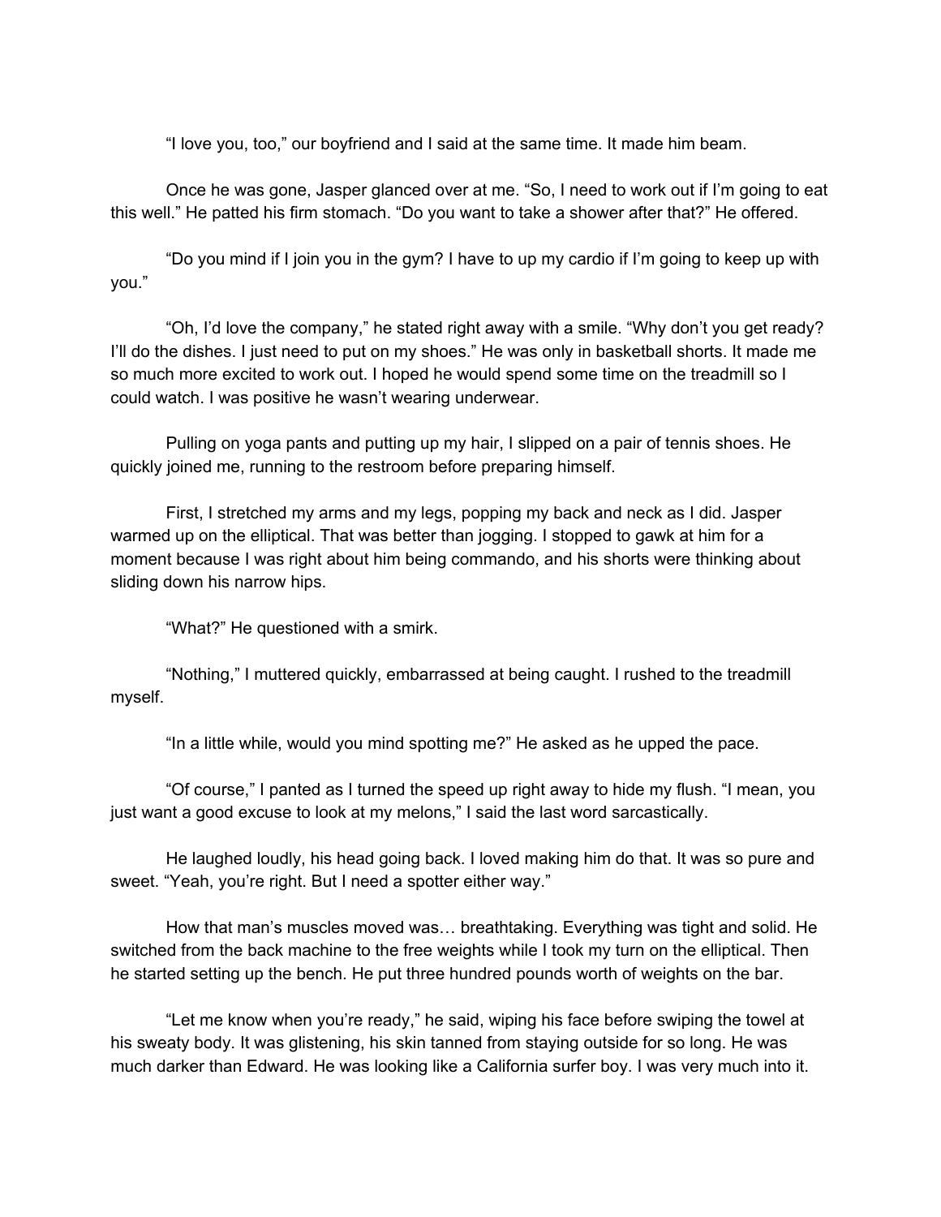"I love you, too," our boyfriend and I said at the same time. It made him beam.

Once he was gone, Jasper glanced over at me. "So, I need to work out if I'm going to eat this well." He patted his firm stomach. "Do you want to take a shower after that?" He offered.

"Do you mind if I join you in the gym? I have to up my cardio if I'm going to keep up with you."

"Oh, I'd love the company," he stated right away with a smile. "Why don't you get ready? I'll do the dishes. I just need to put on my shoes." He was only in basketball shorts. It made me so much more excited to work out. I hoped he would spend some time on the treadmill so I could watch. I was positive he wasn't wearing underwear.

Pulling on yoga pants and putting up my hair, I slipped on a pair of tennis shoes. He quickly joined me, running to the restroom before preparing himself.

First, I stretched my arms and my legs, popping my back and neck as I did. Jasper warmed up on the elliptical. That was better than jogging. I stopped to gawk at him for a moment because I was right about him being commando, and his shorts were thinking about sliding down his narrow hips.

"What?" He questioned with a smirk.

"Nothing," I muttered quickly, embarrassed at being caught. I rushed to the treadmill myself.

"In a little while, would you mind spotting me?" He asked as he upped the pace.

"Of course," I panted as I turned the speed up right away to hide my flush. "I mean, you just want a good excuse to look at my melons," I said the last word sarcastically.

He laughed loudly, his head going back. I loved making him do that. It was so pure and sweet. "Yeah, you're right. But I need a spotter either way."

How that man's muscles moved was… breathtaking. Everything was tight and solid. He switched from the back machine to the free weights while I took my turn on the elliptical. Then he started setting up the bench. He put three hundred pounds worth of weights on the bar.

"Let me know when you're ready," he said, wiping his face before swiping the towel at his sweaty body. It was glistening, his skin tanned from staying outside for so long. He was much darker than Edward. He was looking like a California surfer boy. I was very much into it.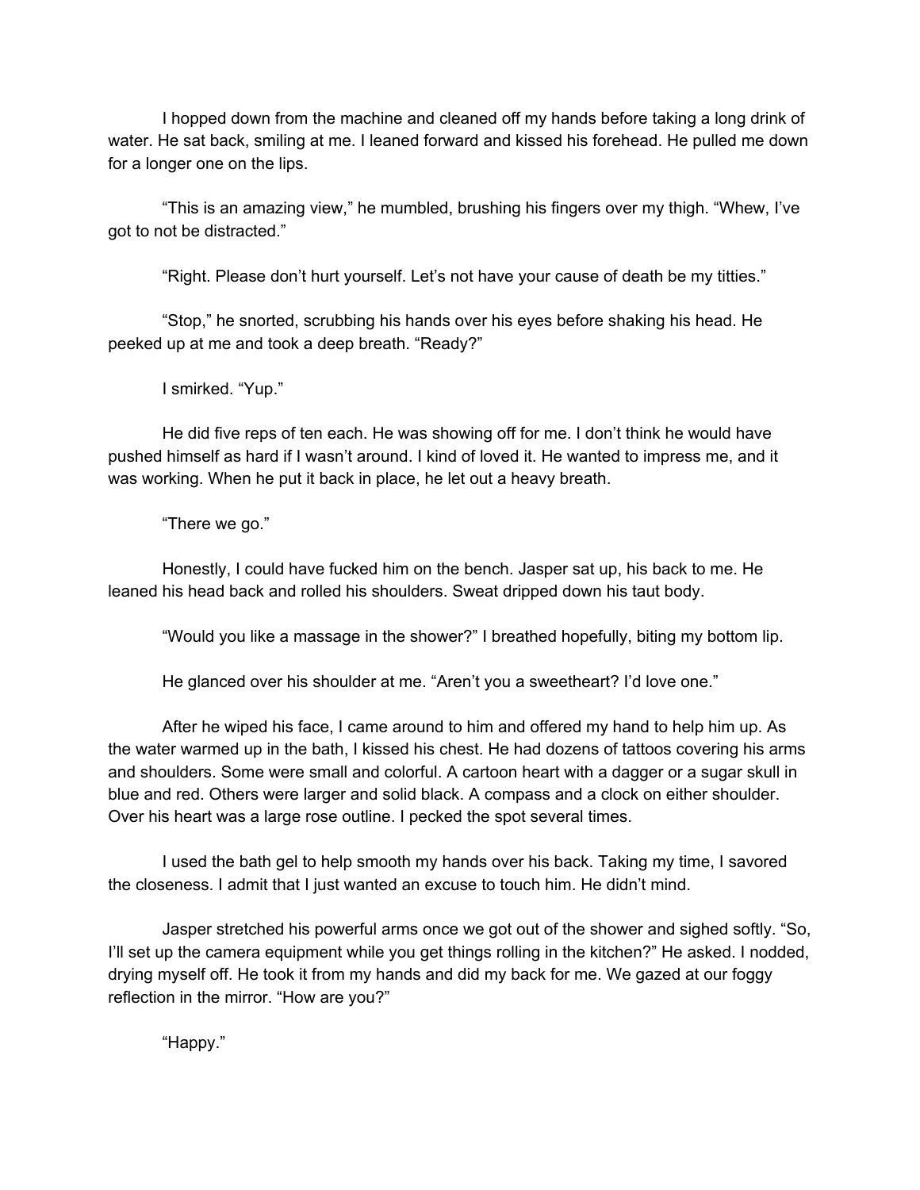I hopped down from the machine and cleaned off my hands before taking a long drink of water. He sat back, smiling at me. I leaned forward and kissed his forehead. He pulled me down for a longer one on the lips.

"This is an amazing view," he mumbled, brushing his fingers over my thigh. "Whew, I've got to not be distracted."

"Right. Please don't hurt yourself. Let's not have your cause of death be my titties."

"Stop," he snorted, scrubbing his hands over his eyes before shaking his head. He peeked up at me and took a deep breath. "Ready?"

I smirked. "Yup."

He did five reps of ten each. He was showing off for me. I don't think he would have pushed himself as hard if I wasn't around. I kind of loved it. He wanted to impress me, and it was working. When he put it back in place, he let out a heavy breath.

"There we go."

Honestly, I could have fucked him on the bench. Jasper sat up, his back to me. He leaned his head back and rolled his shoulders. Sweat dripped down his taut body.

"Would you like a massage in the shower?" I breathed hopefully, biting my bottom lip.

He glanced over his shoulder at me. "Aren't you a sweetheart? I'd love one."

After he wiped his face, I came around to him and offered my hand to help him up. As the water warmed up in the bath, I kissed his chest. He had dozens of tattoos covering his arms and shoulders. Some were small and colorful. A cartoon heart with a dagger or a sugar skull in blue and red. Others were larger and solid black. A compass and a clock on either shoulder. Over his heart was a large rose outline. I pecked the spot several times.

I used the bath gel to help smooth my hands over his back. Taking my time, I savored the closeness. I admit that I just wanted an excuse to touch him. He didn't mind.

Jasper stretched his powerful arms once we got out of the shower and sighed softly. "So, I'll set up the camera equipment while you get things rolling in the kitchen?" He asked. I nodded, drying myself off. He took it from my hands and did my back for me. We gazed at our foggy reflection in the mirror. "How are you?"

"Happy."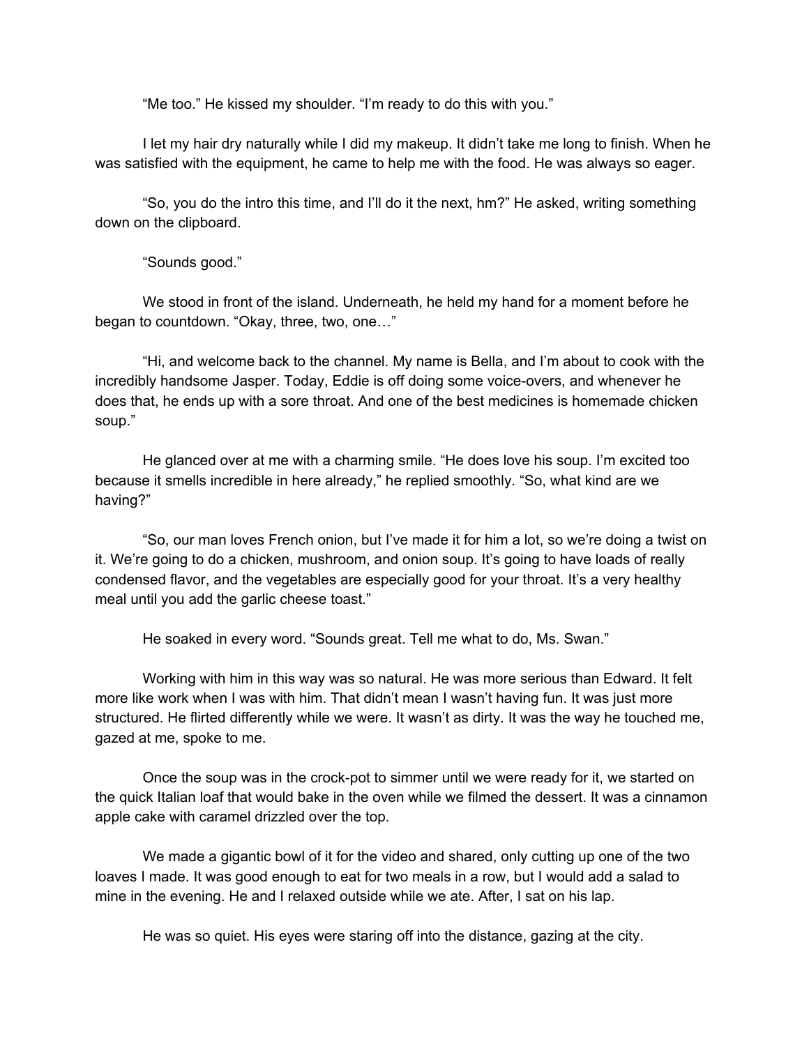"Me too." He kissed my shoulder. "I'm ready to do this with you."

I let my hair dry naturally while I did my makeup. It didn't take me long to finish. When he was satisfied with the equipment, he came to help me with the food. He was always so eager.

"So, you do the intro this time, and I'll do it the next, hm?" He asked, writing something down on the clipboard.

"Sounds good."

We stood in front of the island. Underneath, he held my hand for a moment before he began to countdown. "Okay, three, two, one…"

"Hi, and welcome back to the channel. My name is Bella, and I'm about to cook with the incredibly handsome Jasper. Today, Eddie is off doing some voice-overs, and whenever he does that, he ends up with a sore throat. And one of the best medicines is homemade chicken soup."

He glanced over at me with a charming smile. "He does love his soup. I'm excited too because it smells incredible in here already," he replied smoothly. "So, what kind are we having?"

"So, our man loves French onion, but I've made it for him a lot, so we're doing a twist on it. We're going to do a chicken, mushroom, and onion soup. It's going to have loads of really condensed flavor, and the vegetables are especially good for your throat. It's a very healthy meal until you add the garlic cheese toast."

He soaked in every word. "Sounds great. Tell me what to do, Ms. Swan."

Working with him in this way was so natural. He was more serious than Edward. It felt more like work when I was with him. That didn't mean I wasn't having fun. It was just more structured. He flirted differently while we were. It wasn't as dirty. It was the way he touched me, gazed at me, spoke to me.

Once the soup was in the crock-pot to simmer until we were ready for it, we started on the quick Italian loaf that would bake in the oven while we filmed the dessert. It was a cinnamon apple cake with caramel drizzled over the top.

We made a gigantic bowl of it for the video and shared, only cutting up one of the two loaves I made. It was good enough to eat for two meals in a row, but I would add a salad to mine in the evening. He and I relaxed outside while we ate. After, I sat on his lap.

He was so quiet. His eyes were staring off into the distance, gazing at the city.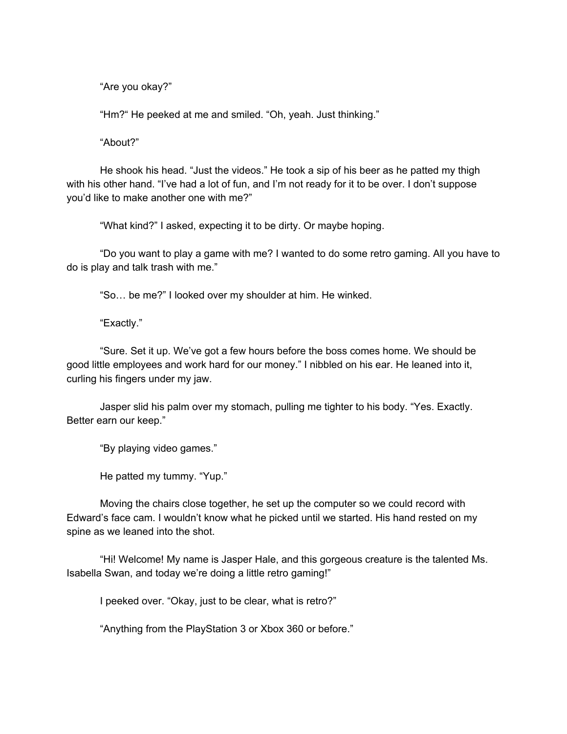"Are you okay?"

"Hm?" He peeked at me and smiled. "Oh, yeah. Just thinking."

"About?"

He shook his head. "Just the videos." He took a sip of his beer as he patted my thigh with his other hand. "I've had a lot of fun, and I'm not ready for it to be over. I don't suppose you'd like to make another one with me?"

"What kind?" I asked, expecting it to be dirty. Or maybe hoping.

"Do you want to play a game with me? I wanted to do some retro gaming. All you have to do is play and talk trash with me."

"So… be me?" I looked over my shoulder at him. He winked.

"Exactly."

"Sure. Set it up. We've got a few hours before the boss comes home. We should be good little employees and work hard for our money." I nibbled on his ear. He leaned into it, curling his fingers under my jaw.

Jasper slid his palm over my stomach, pulling me tighter to his body. "Yes. Exactly. Better earn our keep."

"By playing video games."

He patted my tummy. "Yup."

Moving the chairs close together, he set up the computer so we could record with Edward's face cam. I wouldn't know what he picked until we started. His hand rested on my spine as we leaned into the shot.

"Hi! Welcome! My name is Jasper Hale, and this gorgeous creature is the talented Ms. Isabella Swan, and today we're doing a little retro gaming!"

I peeked over. "Okay, just to be clear, what is retro?"

"Anything from the PlayStation 3 or Xbox 360 or before."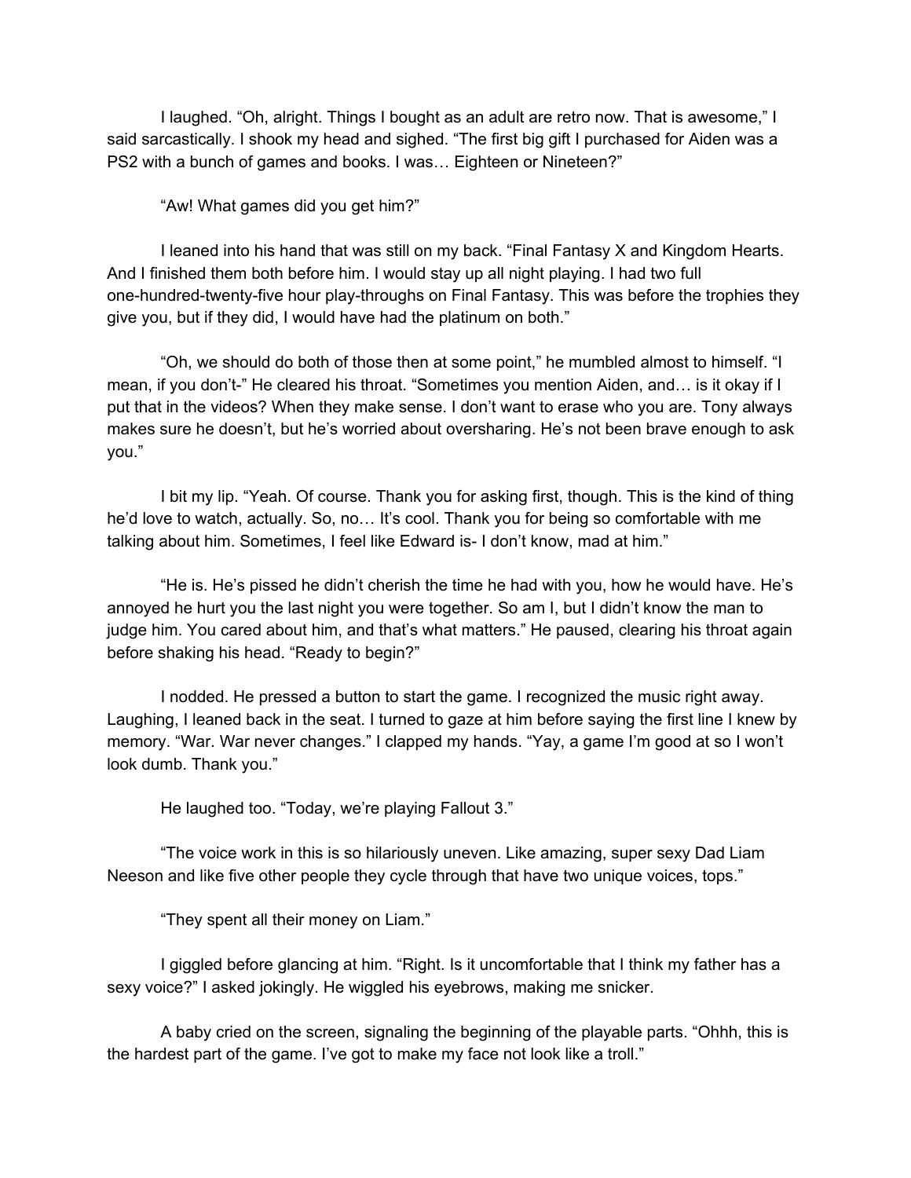I laughed. "Oh, alright. Things I bought as an adult are retro now. That is awesome," I said sarcastically. I shook my head and sighed. "The first big gift I purchased for Aiden was a PS2 with a bunch of games and books. I was… Eighteen or Nineteen?"

"Aw! What games did you get him?"

I leaned into his hand that was still on my back. "Final Fantasy X and Kingdom Hearts. And I finished them both before him. I would stay up all night playing. I had two full one-hundred-twenty-five hour play-throughs on Final Fantasy. This was before the trophies they give you, but if they did, I would have had the platinum on both."

"Oh, we should do both of those then at some point," he mumbled almost to himself. "I mean, if you don't-" He cleared his throat. "Sometimes you mention Aiden, and… is it okay if I put that in the videos? When they make sense. I don't want to erase who you are. Tony always makes sure he doesn't, but he's worried about oversharing. He's not been brave enough to ask you."

I bit my lip. "Yeah. Of course. Thank you for asking first, though. This is the kind of thing he'd love to watch, actually. So, no… It's cool. Thank you for being so comfortable with me talking about him. Sometimes, I feel like Edward is- I don't know, mad at him."

"He is. He's pissed he didn't cherish the time he had with you, how he would have. He's annoyed he hurt you the last night you were together. So am I, but I didn't know the man to judge him. You cared about him, and that's what matters." He paused, clearing his throat again before shaking his head. "Ready to begin?"

I nodded. He pressed a button to start the game. I recognized the music right away. Laughing, I leaned back in the seat. I turned to gaze at him before saying the first line I knew by memory. "War. War never changes." I clapped my hands. "Yay, a game I'm good at so I won't look dumb. Thank you."

He laughed too. "Today, we're playing Fallout 3."

"The voice work in this is so hilariously uneven. Like amazing, super sexy Dad Liam Neeson and like five other people they cycle through that have two unique voices, tops."

"They spent all their money on Liam."

I giggled before glancing at him. "Right. Is it uncomfortable that I think my father has a sexy voice?" I asked jokingly. He wiggled his eyebrows, making me snicker.

A baby cried on the screen, signaling the beginning of the playable parts. "Ohhh, this is the hardest part of the game. I've got to make my face not look like a troll."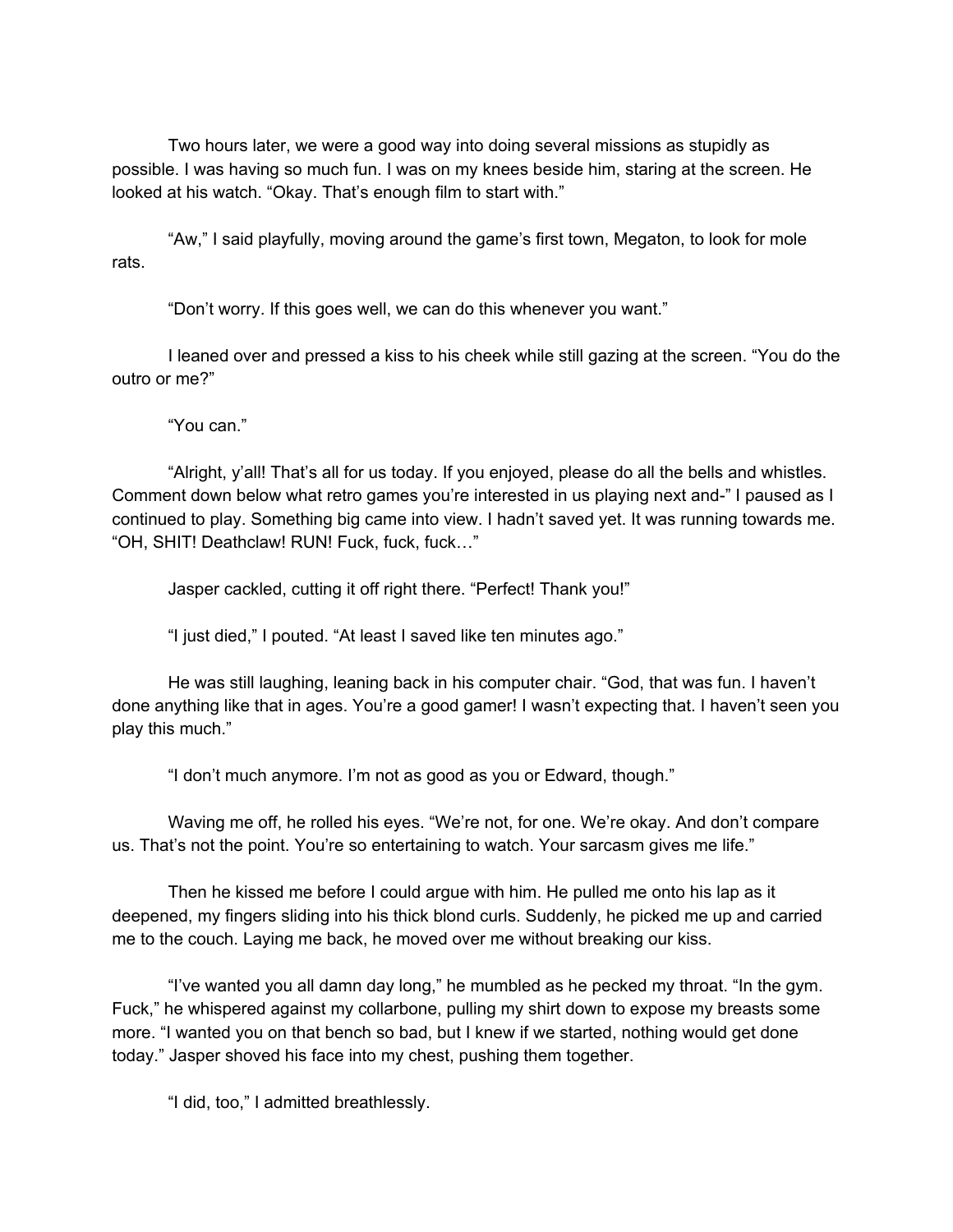Two hours later, we were a good way into doing several missions as stupidly as possible. I was having so much fun. I was on my knees beside him, staring at the screen. He looked at his watch. "Okay. That's enough film to start with."

"Aw," I said playfully, moving around the game's first town, Megaton, to look for mole rats.

"Don't worry. If this goes well, we can do this whenever you want."

I leaned over and pressed a kiss to his cheek while still gazing at the screen. "You do the outro or me?"

"You can."

"Alright, y'all! That's all for us today. If you enjoyed, please do all the bells and whistles. Comment down below what retro games you're interested in us playing next and-" I paused as I continued to play. Something big came into view. I hadn't saved yet. It was running towards me. "OH, SHIT! Deathclaw! RUN! Fuck, fuck, fuck…"

Jasper cackled, cutting it off right there. "Perfect! Thank you!"

"I just died," I pouted. "At least I saved like ten minutes ago."

He was still laughing, leaning back in his computer chair. "God, that was fun. I haven't done anything like that in ages. You're a good gamer! I wasn't expecting that. I haven't seen you play this much."

"I don't much anymore. I'm not as good as you or Edward, though."

Waving me off, he rolled his eyes. "We're not, for one. We're okay. And don't compare us. That's not the point. You're so entertaining to watch. Your sarcasm gives me life."

Then he kissed me before I could argue with him. He pulled me onto his lap as it deepened, my fingers sliding into his thick blond curls. Suddenly, he picked me up and carried me to the couch. Laying me back, he moved over me without breaking our kiss.

"I've wanted you all damn day long," he mumbled as he pecked my throat. "In the gym. Fuck," he whispered against my collarbone, pulling my shirt down to expose my breasts some more. "I wanted you on that bench so bad, but I knew if we started, nothing would get done today." Jasper shoved his face into my chest, pushing them together.

"I did, too," I admitted breathlessly.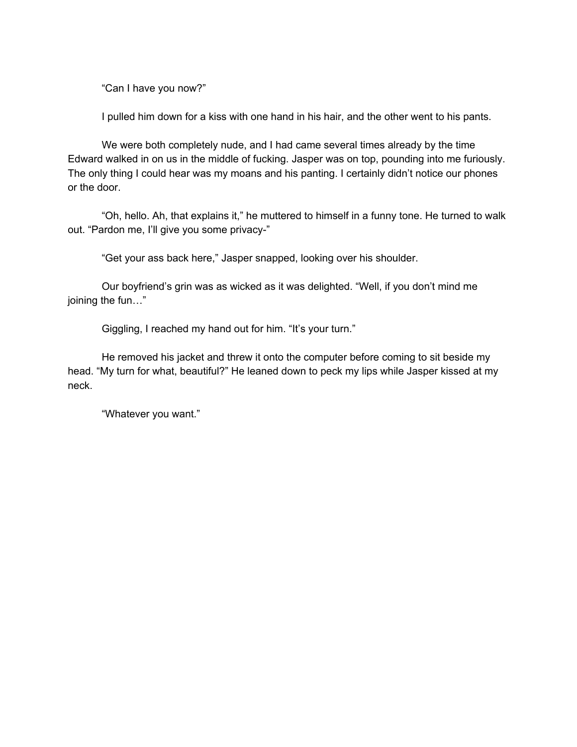"Can I have you now?"

I pulled him down for a kiss with one hand in his hair, and the other went to his pants.

We were both completely nude, and I had came several times already by the time Edward walked in on us in the middle of fucking. Jasper was on top, pounding into me furiously. The only thing I could hear was my moans and his panting. I certainly didn't notice our phones or the door.

"Oh, hello. Ah, that explains it," he muttered to himself in a funny tone. He turned to walk out. "Pardon me, I'll give you some privacy-"

"Get your ass back here," Jasper snapped, looking over his shoulder.

Our boyfriend's grin was as wicked as it was delighted. "Well, if you don't mind me joining the fun…"

Giggling, I reached my hand out for him. "It's your turn."

He removed his jacket and threw it onto the computer before coming to sit beside my head. "My turn for what, beautiful?" He leaned down to peck my lips while Jasper kissed at my neck.

"Whatever you want."